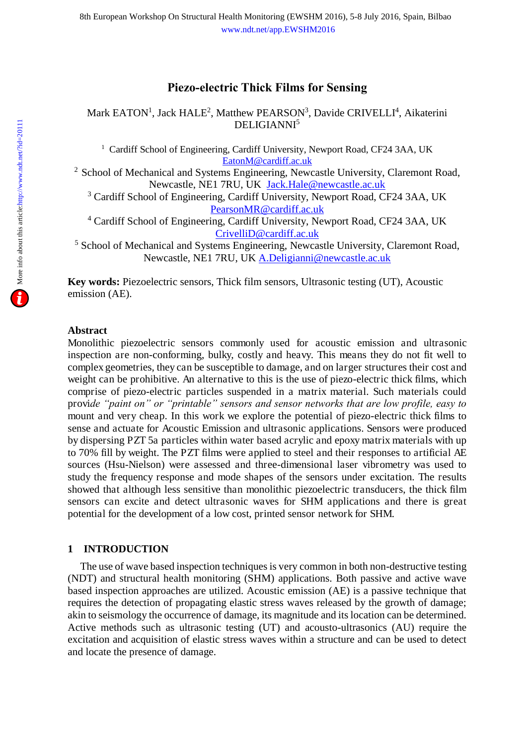# Piezo-electric Thick Films for Sensing

Mark EATON[1], Jack HALE[2], Matthew PEARSON[3], Davide CRIVELLI[4], Aikaterini DELIGIANNI[5]

[1] Cardiff School of Engineering, Cardiff University, Newport Road, CF24 3AA, UK EatonM@cardiff.ac.uk

[2] School of Mechanical and Systems Engineering, Newcastle University, Claremont Road, Newcastle, NE1 7RU, UK Jack.Hale@newcastle.ac.uk

[3] Cardiff School of Engineering, Cardiff University, Newport Road, CF24 3AA, UK PearsonMR@cardiff.ac.uk

[4] Cardiff School of Engineering, Cardiff University, Newport Road, CF24 3AA, UK CrivelliD@cardiff.ac.uk

[5] School of Mechanical and Systems Engineering, Newcastle University, Claremont Road, Newcastle, NE1 7RU, UK A.Deligianni@newcastle.ac.uk

**Key words:** Piezoelectric sensors, Thick film sensors, Ultrasonic testing (UT), Acoustic emission (AE).

## Abstract

Monolithic piezoelectric sensors commonly used for acoustic emission and ultrasonic inspection are non-conforming, bulky, costly and heavy. This means they do not fit well to complex geometries, they can be susceptible to damage, and on larger structures their cost and weight can be prohibitive. An alternative to this is the use of piezo-electric thick films, which comprise of piezo-electric particles suspended in a matrix material. Such materials could provid*e "paint on" or "printable" sensors and sensor networks that are low profile, easy to* mount and very cheap. In this work we explore the potential of piezo-electric thick films to sense and actuate for Acoustic Emission and ultrasonic applications. Sensors were produced by dispersing PZT 5a particles within water based acrylic and epoxy matrix materials with up to 70% fill by weight. The PZT films were applied to steel and their responses to artificial AE sources (Hsu-Nielson) were assessed and three-dimensional laser vibrometry was used to study the frequency response and mode shapes of the sensors under excitation. The results showed that although less sensitive than monolithic piezoelectric transducers, the thick film sensors can excite and detect ultrasonic waves for SHM applications and there is great potential for the development of a low cost, printed sensor network for SHM.

## 1 INTRODUCTION

The use of wave based inspection techniques is very common in both non-destructive testing (NDT) and structural health monitoring (SHM) applications. Both passive and active wave based inspection approaches are utilized. Acoustic emission (AE) is a passive technique that requires the detection of propagating elastic stress waves released by the growth of damage; akin to seismology the occurrence of damage, its magnitude and its location can be determined. Active methods such as ultrasonic testing (UT) and acousto-ultrasonics (AU) require the excitation and acquisition of elastic stress waves within a structure and can be used to detect and locate the presence of damage.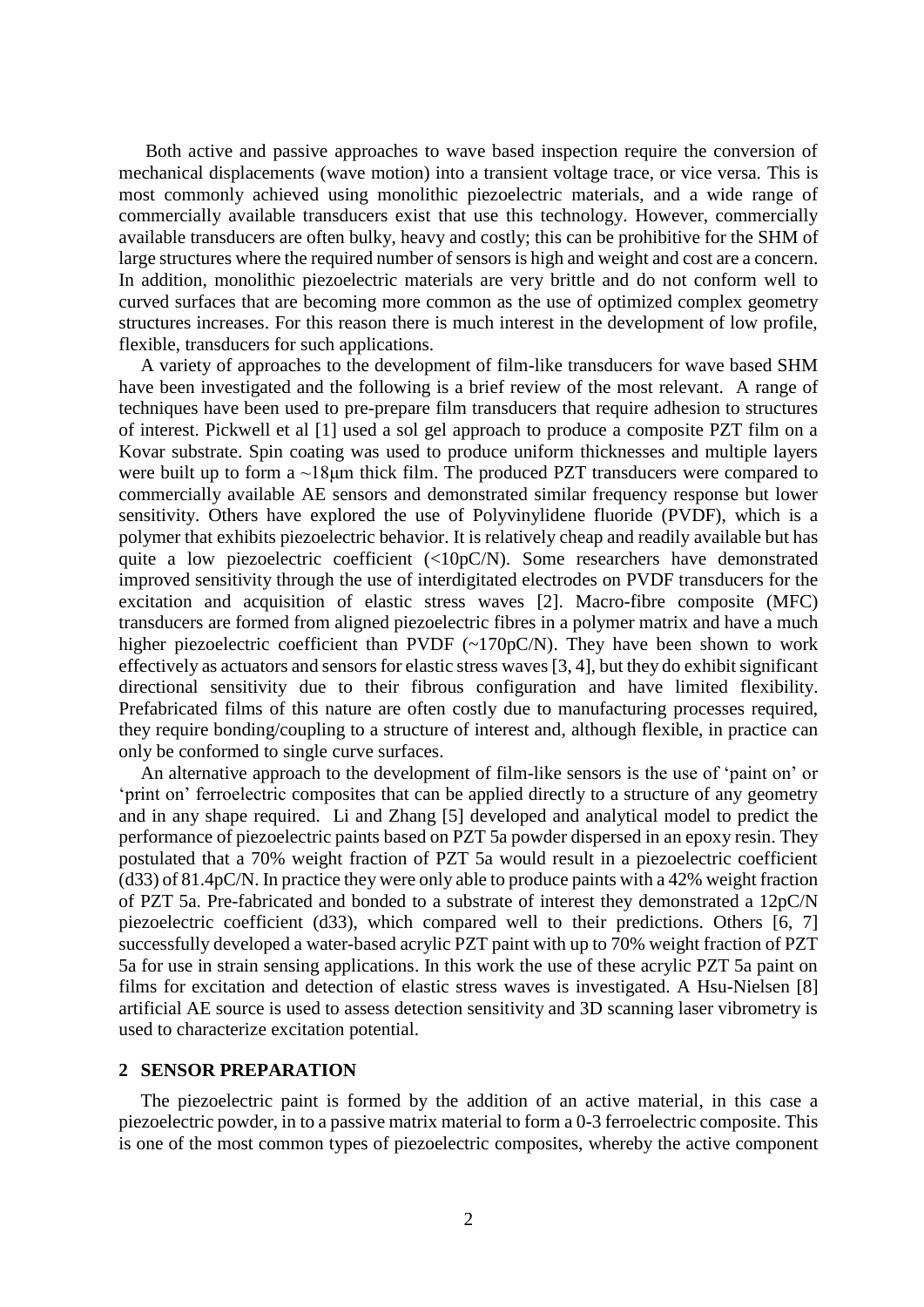Both active and passive approaches to wave based inspection require the conversion of mechanical displacements (wave motion) into a transient voltage trace, or vice versa. This is most commonly achieved using monolithic piezoelectric materials, and a wide range of commercially available transducers exist that use this technology. However, commercially available transducers are often bulky, heavy and costly; this can be prohibitive for the SHM of large structures where the required number of sensors is high and weight and cost are a concern. In addition, monolithic piezoelectric materials are very brittle and do not conform well to curved surfaces that are becoming more common as the use of optimized complex geometry structures increases. For this reason there is much interest in the development of low profile, flexible, transducers for such applications.

A variety of approaches to the development of film-like transducers for wave based SHM have been investigated and the following is a brief review of the most relevant. A range of techniques have been used to pre-prepare film transducers that require adhesion to structures of interest. Pickwell et al [1] used a sol gel approach to produce a composite PZT film on a Kovar substrate. Spin coating was used to produce uniform thicknesses and multiple layers were built up to form a ~18μm thick film. The produced PZT transducers were compared to commercially available AE sensors and demonstrated similar frequency response but lower sensitivity. Others have explored the use of Polyvinylidene fluoride (PVDF), which is a polymer that exhibits piezoelectric behavior. It is relatively cheap and readily available but has quite a low piezoelectric coefficient (<10pC/N). Some researchers have demonstrated improved sensitivity through the use of interdigitated electrodes on PVDF transducers for the excitation and acquisition of elastic stress waves [2]. Macro-fibre composite (MFC) transducers are formed from aligned piezoelectric fibres in a polymer matrix and have a much higher piezoelectric coefficient than PVDF (~170pC/N). They have been shown to work effectively as actuators and sensors for elastic stress waves [3, 4], but they do exhibit significant directional sensitivity due to their fibrous configuration and have limited flexibility. Prefabricated films of this nature are often costly due to manufacturing processes required, they require bonding/coupling to a structure of interest and, although flexible, in practice can only be conformed to single curve surfaces.

An alternative approach to the development of film-like sensors is the use of 'paint on' or 'print on' ferroelectric composites that can be applied directly to a structure of any geometry and in any shape required. Li and Zhang [5] developed and analytical model to predict the performance of piezoelectric paints based on PZT 5a powder dispersed in an epoxy resin. They postulated that a 70% weight fraction of PZT 5a would result in a piezoelectric coefficient ($d_{33}$) of 81.4pC/N. In practice they were only able to produce paints with a 42% weight fraction of PZT 5a. Pre-fabricated and bonded to a substrate of interest they demonstrated a 12pC/N piezoelectric coefficient ($d_{33}$), which compared well to their predictions. Others [6, 7] successfully developed a water-based acrylic PZT paint with up to 70% weight fraction of PZT 5a for use in strain sensing applications. In this work the use of these acrylic PZT 5a paint on films for excitation and detection of elastic stress waves is investigated. A Hsu-Nielsen [8] artificial AE source is used to assess detection sensitivity and 3D scanning laser vibrometry is used to characterize excitation potential.

## 2 SENSOR PREPARATION

The piezoelectric paint is formed by the addition of an active material, in this case a piezoelectric powder, in to a passive matrix material to form a 0-3 ferroelectric composite. This is one of the most common types of piezoelectric composites, whereby the active component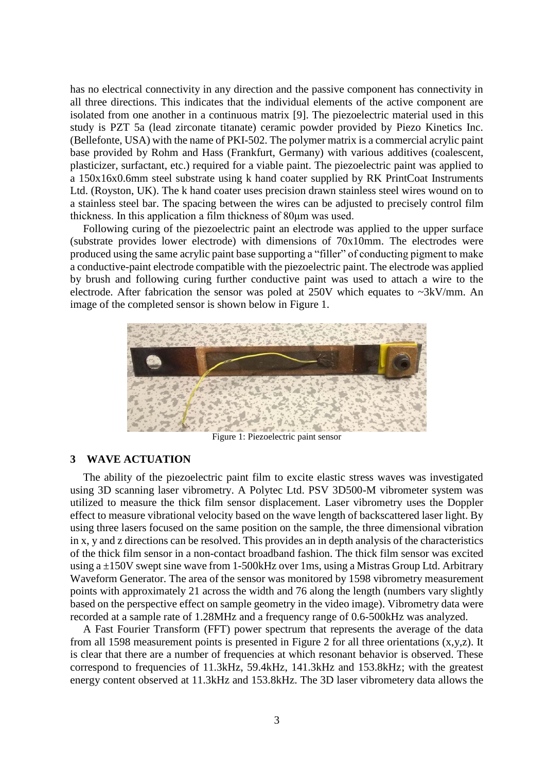has no electrical connectivity in any direction and the passive component has connectivity in all three directions. This indicates that the individual elements of the active component are isolated from one another in a continuous matrix [9]. The piezoelectric material used in this study is PZT 5a (lead zirconate titanate) ceramic powder provided by Piezo Kinetics Inc. (Bellefonte, USA) with the name of PKI-502. The polymer matrix is a commercial acrylic paint base provided by Rohm and Hass (Frankfurt, Germany) with various additives (coalescent, plasticizer, surfactant, etc.) required for a viable paint. The piezoelectric paint was applied to a 150x16x0.6mm steel substrate using k hand coater supplied by RK PrintCoat Instruments Ltd. (Royston, UK). The k hand coater uses precision drawn stainless steel wires wound on to a stainless steel bar. The spacing between the wires can be adjusted to precisely control film thickness. In this application a film thickness of 80μm was used.

Following curing of the piezoelectric paint an electrode was applied to the upper surface (substrate provides lower electrode) with dimensions of 70x10mm. The electrodes were produced using the same acrylic paint base supporting a "filler" of conducting pigment to make a conductive-paint electrode compatible with the piezoelectric paint. The electrode was applied by brush and following curing further conductive paint was used to attach a wire to the electrode. After fabrication the sensor was poled at 250V which equates to ~3kV/mm. An image of the completed sensor is shown below in Figure 1.

Figure 1: Piezoelectric paint sensor

## 3 WAVE ACTUATION

The ability of the piezoelectric paint film to excite elastic stress waves was investigated using 3D scanning laser vibrometry. A Polytec Ltd. PSV 3D500-M vibrometer system was utilized to measure the thick film sensor displacement. Laser vibrometry uses the Doppler effect to measure vibrational velocity based on the wave length of backscattered laser light. By using three lasers focused on the same position on the sample, the three dimensional vibration in x, y and z directions can be resolved. This provides an in depth analysis of the characteristics of the thick film sensor in a non-contact broadband fashion. The thick film sensor was excited using a ±150V swept sine wave from 1-500kHz over 1ms, using a Mistras Group Ltd. Arbitrary Waveform Generator. The area of the sensor was monitored by 1598 vibrometry measurement points with approximately 21 across the width and 76 along the length (numbers vary slightly based on the perspective effect on sample geometry in the video image). Vibrometry data were recorded at a sample rate of 1.28MHz and a frequency range of 0.6-500kHz was analyzed.

A Fast Fourier Transform (FFT) power spectrum that represents the average of the data from all 1598 measurement points is presented in Figure 2 for all three orientations (x,y,z). It is clear that there are a number of frequencies at which resonant behavior is observed. These correspond to frequencies of 11.3kHz, 59.4kHz, 141.3kHz and 153.8kHz; with the greatest energy content observed at 11.3kHz and 153.8kHz. The 3D laser vibrometery data allows the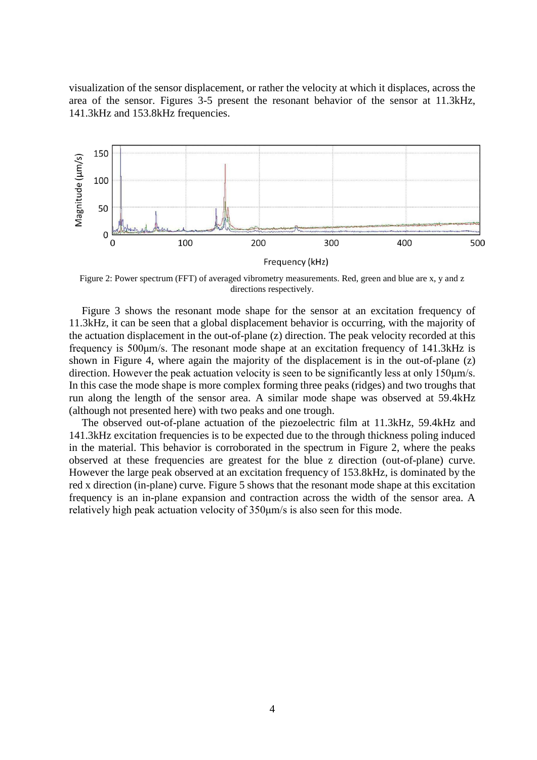visualization of the sensor displacement, or rather the velocity at which it displaces, across the area of the sensor. Figures 3-5 present the resonant behavior of the sensor at 11.3kHz, 141.3kHz and 153.8kHz frequencies.

Figure 2: Power spectrum (FFT) of averaged vibrometry measurements. Red, green and blue are x, y and z directions respectively.

Figure 3 shows the resonant mode shape for the sensor at an excitation frequency of 11.3kHz, it can be seen that a global displacement behavior is occurring, with the majority of the actuation displacement in the out-of-plane (z) direction. The peak velocity recorded at this frequency is 500μm/s. The resonant mode shape at an excitation frequency of 141.3kHz is shown in Figure 4, where again the majority of the displacement is in the out-of-plane (z) direction. However the peak actuation velocity is seen to be significantly less at only 150μm/s. In this case the mode shape is more complex forming three peaks (ridges) and two troughs that run along the length of the sensor area. A similar mode shape was observed at 59.4kHz (although not presented here) with two peaks and one trough.

The observed out-of-plane actuation of the piezoelectric film at 11.3kHz, 59.4kHz and 141.3kHz excitation frequencies is to be expected due to the through thickness poling induced in the material. This behavior is corroborated in the spectrum in Figure 2, where the peaks observed at these frequencies are greatest for the blue z direction (out-of-plane) curve. However the large peak observed at an excitation frequency of 153.8kHz, is dominated by the red x direction (in-plane) curve. Figure 5 shows that the resonant mode shape at this excitation frequency is an in-plane expansion and contraction across the width of the sensor area. A relatively high peak actuation velocity of 350μm/s is also seen for this mode.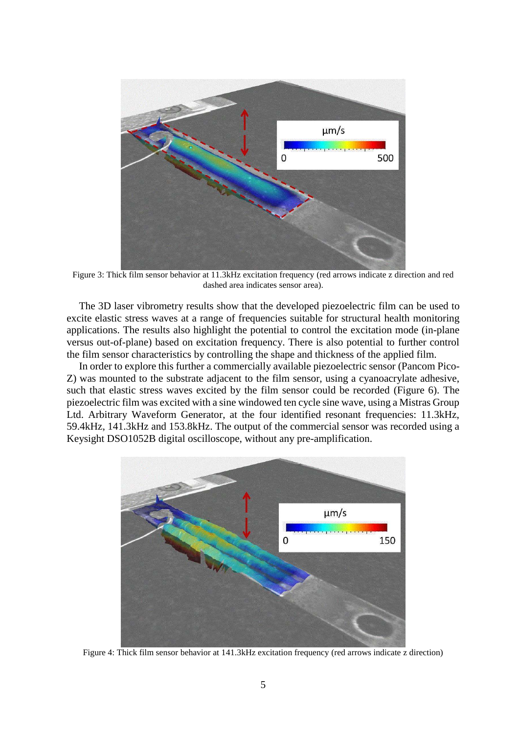Figure 3: Thick film sensor behavior at 11.3kHz excitation frequency (red arrows indicate z direction and red dashed area indicates sensor area).

The 3D laser vibrometry results show that the developed piezoelectric film can be used to excite elastic stress waves at a range of frequencies suitable for structural health monitoring applications. The results also highlight the potential to control the excitation mode (in-plane versus out-of-plane) based on excitation frequency. There is also potential to further control the film sensor characteristics by controlling the shape and thickness of the applied film.

In order to explore this further a commercially available piezoelectric sensor (Pancom Pico-Z) was mounted to the substrate adjacent to the film sensor, using a cyanoacrylate adhesive, such that elastic stress waves excited by the film sensor could be recorded (Figure 6). The piezoelectric film was excited with a sine windowed ten cycle sine wave, using a Mistras Group Ltd. Arbitrary Waveform Generator, at the four identified resonant frequencies: 11.3kHz, 59.4kHz, 141.3kHz and 153.8kHz. The output of the commercial sensor was recorded using a Keysight DSO1052B digital oscilloscope, without any pre-amplification.

Figure 4: Thick film sensor behavior at 141.3kHz excitation frequency (red arrows indicate z direction)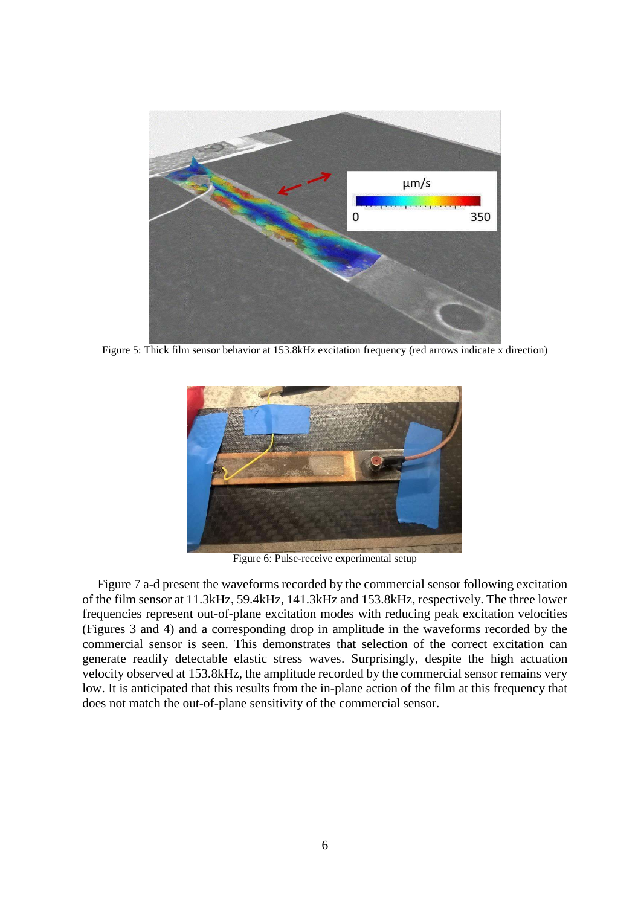Figure 5: Thick film sensor behavior at 153.8kHz excitation frequency (red arrows indicate x direction)

Figure 6: Pulse-receive experimental setup

Figure 7 a-d present the waveforms recorded by the commercial sensor following excitation of the film sensor at 11.3kHz, 59.4kHz, 141.3kHz and 153.8kHz, respectively. The three lower frequencies represent out-of-plane excitation modes with reducing peak excitation velocities (Figures 3 and 4) and a corresponding drop in amplitude in the waveforms recorded by the commercial sensor is seen. This demonstrates that selection of the correct excitation can generate readily detectable elastic stress waves. Surprisingly, despite the high actuation velocity observed at 153.8kHz, the amplitude recorded by the commercial sensor remains very low. It is anticipated that this results from the in-plane action of the film at this frequency that does not match the out-of-plane sensitivity of the commercial sensor.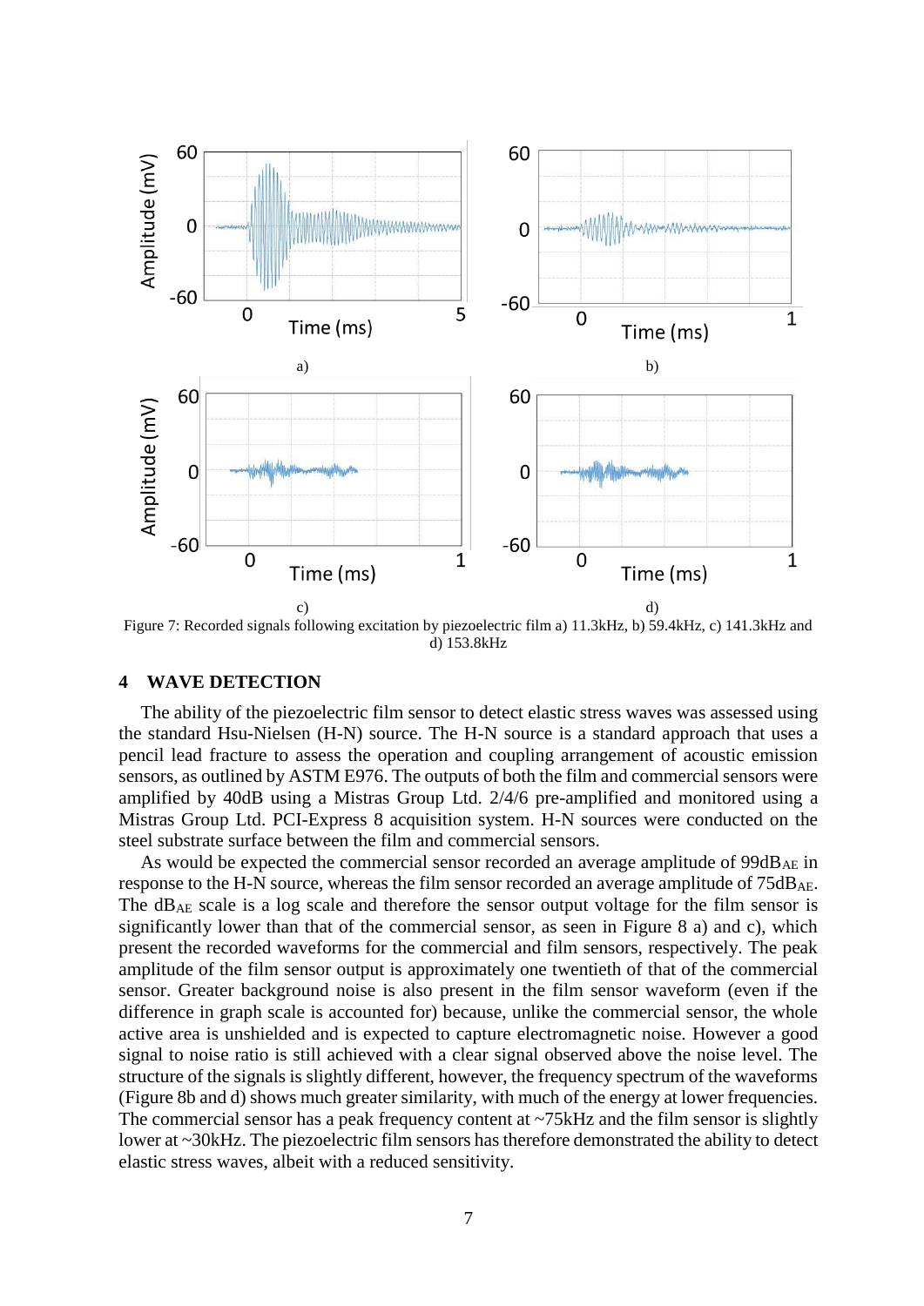Figure 7: Recorded signals following excitation by piezoelectric film a) 11.3kHz, b) 59.4kHz, c) 141.3kHz and d) 153.8kHz

## 4 WAVE DETECTION

The ability of the piezoelectric film sensor to detect elastic stress waves was assessed using the standard Hsu-Nielsen (H-N) source. The H-N source is a standard approach that uses a pencil lead fracture to assess the operation and coupling arrangement of acoustic emission sensors, as outlined by ASTM E976. The outputs of both the film and commercial sensors were amplified by 40dB using a Mistras Group Ltd. 2/4/6 pre-amplified and monitored using a Mistras Group Ltd. PCI-Express 8 acquisition system. H-N sources were conducted on the steel substrate surface between the film and commercial sensors.

As would be expected the commercial sensor recorded an average amplitude of 99dB$_{AE}$ in response to the H-N source, whereas the film sensor recorded an average amplitude of 75dB$_{AE}$. The dB$_{AE}$ scale is a log scale and therefore the sensor output voltage for the film sensor is significantly lower than that of the commercial sensor, as seen in Figure 8 a) and c), which present the recorded waveforms for the commercial and film sensors, respectively. The peak amplitude of the film sensor output is approximately one twentieth of that of the commercial sensor. Greater background noise is also present in the film sensor waveform (even if the difference in graph scale is accounted for) because, unlike the commercial sensor, the whole active area is unshielded and is expected to capture electromagnetic noise. However a good signal to noise ratio is still achieved with a clear signal observed above the noise level. The structure of the signals is slightly different, however, the frequency spectrum of the waveforms (Figure 8b and d) shows much greater similarity, with much of the energy at lower frequencies. The commercial sensor has a peak frequency content at ~75kHz and the film sensor is slightly lower at ~30kHz. The piezoelectric film sensors has therefore demonstrated the ability to detect elastic stress waves, albeit with a reduced sensitivity.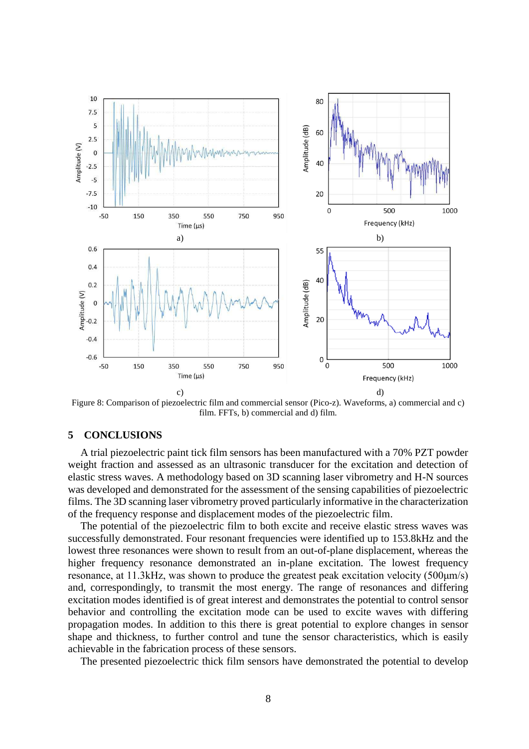Figure 8: Comparison of piezoelectric film and commercial sensor (Pico-z). Waveforms, a) commercial and c) film. FFTs, b) commercial and d) film.

## 5 CONCLUSIONS

A trial piezoelectric paint tick film sensors has been manufactured with a 70% PZT powder weight fraction and assessed as an ultrasonic transducer for the excitation and detection of elastic stress waves. A methodology based on 3D scanning laser vibrometry and H-N sources was developed and demonstrated for the assessment of the sensing capabilities of piezoelectric films. The 3D scanning laser vibrometry proved particularly informative in the characterization of the frequency response and displacement modes of the piezoelectric film.

The potential of the piezoelectric film to both excite and receive elastic stress waves was successfully demonstrated. Four resonant frequencies were identified up to 153.8kHz and the lowest three resonances were shown to result from an out-of-plane displacement, whereas the higher frequency resonance demonstrated an in-plane excitation. The lowest frequency resonance, at 11.3kHz, was shown to produce the greatest peak excitation velocity (500μm/s) and, correspondingly, to transmit the most energy. The range of resonances and differing excitation modes identified is of great interest and demonstrates the potential to control sensor behavior and controlling the excitation mode can be used to excite waves with differing propagation modes. In addition to this there is great potential to explore changes in sensor shape and thickness, to further control and tune the sensor characteristics, which is easily achievable in the fabrication process of these sensors.

The presented piezoelectric thick film sensors have demonstrated the potential to develop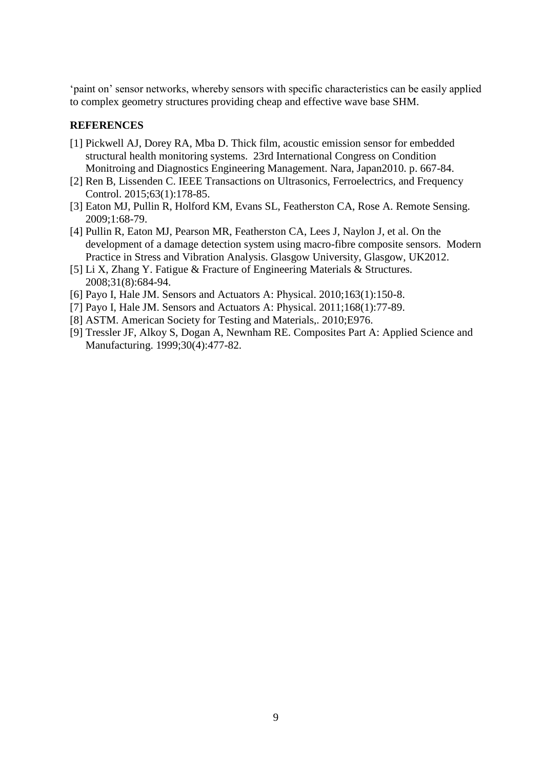'paint on' sensor networks, whereby sensors with specific characteristics can be easily applied to complex geometry structures providing cheap and effective wave base SHM.

**REFERENCES**

[1] Pickwell AJ, Dorey RA, Mba D. Thick film, acoustic emission sensor for embedded structural health monitoring systems. 23rd International Congress on Condition Monitroing and Diagnostics Engineering Management. Nara, Japan2010. p. 667-84.

[2] Ren B, Lissenden C. IEEE Transactions on Ultrasonics, Ferroelectrics, and Frequency Control. 2015;63(1):178-85.

[3] Eaton MJ, Pullin R, Holford KM, Evans SL, Featherston CA, Rose A. Remote Sensing. 2009;1:68-79.

[4] Pullin R, Eaton MJ, Pearson MR, Featherston CA, Lees J, Naylon J, et al. On the development of a damage detection system using macro-fibre composite sensors. Modern Practice in Stress and Vibration Analysis. Glasgow University, Glasgow, UK2012.

[5] Li X, Zhang Y. Fatigue & Fracture of Engineering Materials & Structures. 2008;31(8):684-94.

[6] Payo I, Hale JM. Sensors and Actuators A: Physical. 2010;163(1):150-8.

[7] Payo I, Hale JM. Sensors and Actuators A: Physical. 2011;168(1):77-89.

[8] ASTM. American Society for Testing and Materials,. 2010;E976.

[9] Tressler JF, Alkoy S, Dogan A, Newnham RE. Composites Part A: Applied Science and Manufacturing. 1999;30(4):477-82.